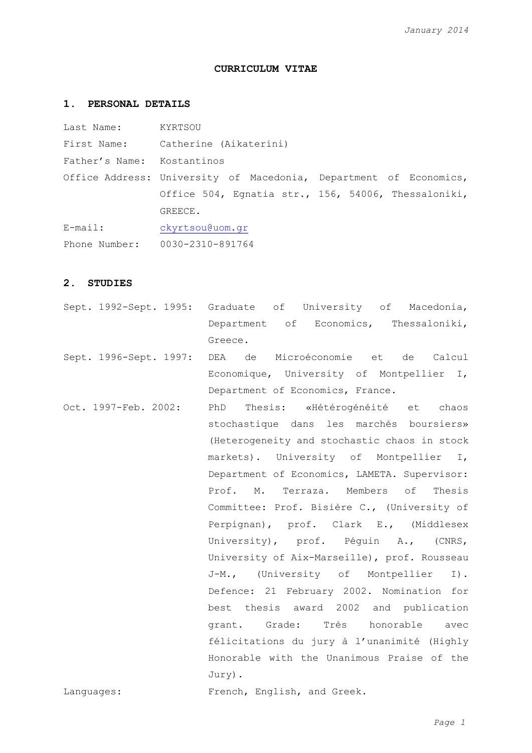*January 2014*

# CURRICULUM VITAE

## 1. PERSONAL DETAILS

Last Name: KYRTSOU

First Name: Catherine (Aikaterini)

Father's Name: Kostantinos

Office Address: University of Macedonia, Department of Economics, Office 504, Egnatia str., 156, 54006, Thessaloniki, GREECE.

E-mail: ckyrtsou@uom.gr

Phone Number: 0030-2310-891764

## 2. STUDIES

Sept. 1992-Sept. 1995: Graduate of University of Macedonia, Department of Economics, Thessaloniki, Greece.

Sept. 1996-Sept. 1997: DEA de Microéconomie et de Calcul Economique, University of Montpellier I, Department of Economics, France.

Oct. 1997-Feb. 2002: PhD Thesis: «Hétérogénéité et chaos stochastique dans les marchés boursiers» (Heterogeneity and stochastic chaos in stock markets). University of Montpellier I, Department of Economics, LAMETA. Supervisor: Prof. M. Terraza. Members of Thesis Committee: Prof. Bisière C., (University of Perpignan), prof. Clark E., (Middlesex University), prof. Péguin A., (CNRS, University of Aix-Marseille), prof. Rousseau J-M., (University of Montpellier I). Defence: 21 February 2002. Nomination for best thesis award 2002 and publication grant. Grade: Très honorable avec félicitations du jury à l'unanimité (Highly Honorable with the Unanimous Praise of the Jury).

Languages: French, English, and Greek.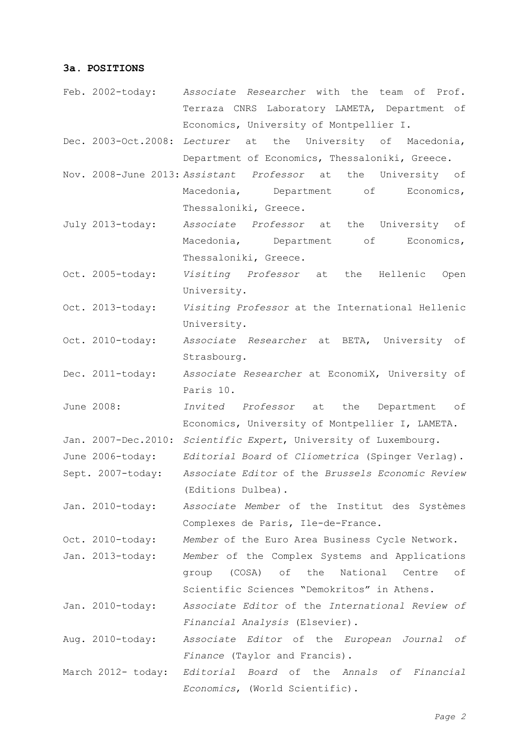### 3a. POSITIONS

Feb. 2002-today: *Associate Researcher* with the team of Prof. Terraza CNRS Laboratory LAMETA, Department of Economics, University of Montpellier I.

Dec. 2003-Oct.2008: *Lecturer* at the University of Macedonia, Department of Economics, Thessaloniki, Greece.

Nov. 2008-June 2013: *Assistant Professor* at the University of Macedonia, Department of Economics, Thessaloniki, Greece.

July 2013-today: *Associate Professor* at the University of Macedonia, Department of Economics, Thessaloniki, Greece.

Oct. 2005-today: *Visiting Professor* at the Hellenic Open University.

Oct. 2013-today: *Visiting Professor* at the International Hellenic University.

Oct. 2010-today: *Associate Researcher* at BETA, University of Strasbourg.

Dec. 2011-today: *Associate Researcher* at EconomiX, University of Paris 10.

June 2008: *Invited Professor* at the Department of Economics, University of Montpellier I, LAMETA.

Jan. 2007-Dec.2010: *Scientific Expert*, University of Luxembourg.

June 2006-today: *Editorial Board* of *Cliometrica* (Spinger Verlag).

Sept. 2007-today: *Associate Editor* of the *Brussels Economic Review* (Editions Dulbea).

Jan. 2010-today: *Associate Member* of the Institut des Systèmes Complexes de Paris, Ile-de-France.

Oct. 2010-today: *Member* of the Euro Area Business Cycle Network.

Jan. 2013-today: *Member* of the Complex Systems and Applications group (COSA) of the National Centre of Scientific Sciences "Demokritos" in Athens.

Jan. 2010-today: *Associate Editor* of the *International Review of Financial Analysis* (Elsevier).

Aug. 2010-today: *Associate Editor* of the *European Journal of Finance* (Taylor and Francis).

March 2012- today: *Editorial Board* of the *Annals of Financial Economics*, (World Scientific).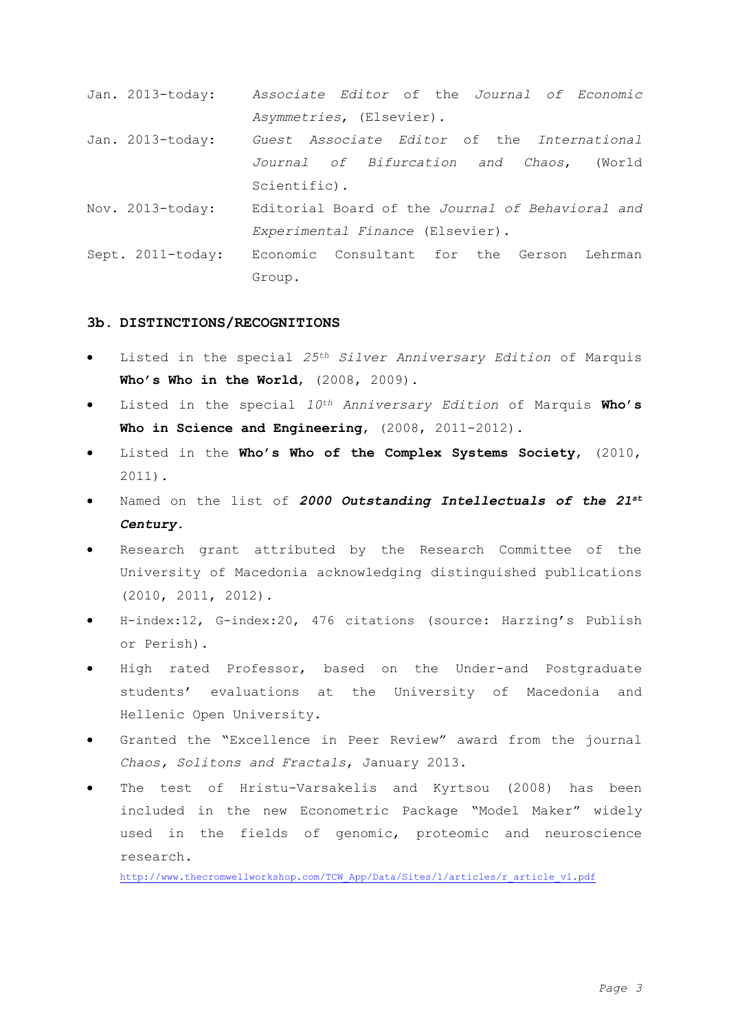| | |
|---|---|
| Jan. 2013-today: | *Associate Editor* of the *Journal of Economic Asymmetries*, (Elsevier). |
| Jan. 2013-today: | *Guest Associate Editor* of the *International Journal of Bifurcation and Chaos*, (World Scientific). |
| Nov. 2013-today: | Editorial Board of the *Journal of Behavioral and Experimental Finance* (Elsevier). |
| Sept. 2011-today: | Economic Consultant for the Gerson Lehrman Group. |

### 3b. DISTINCTIONS/RECOGNITIONS

- Listed in the special *25th Silver Anniversary Edition* of Marquis **Who's Who in the World**, (2008, 2009).
- Listed in the special *10th Anniversary Edition* of Marquis **Who's Who in Science and Engineering**, (2008, 2011-2012).
- Listed in the **Who's Who of the Complex Systems Society**, (2010, 2011).
- Named on the list of ***2000 Outstanding Intellectuals of the 21st Century***.
- Research grant attributed by the Research Committee of the University of Macedonia acknowledging distinguished publications (2010, 2011, 2012).
- H-index:12, G-index:20, 476 citations (source: Harzing's Publish or Perish).
- High rated Professor, based on the Under-and Postgraduate students' evaluations at the University of Macedonia and Hellenic Open University.
- Granted the "Excellence in Peer Review" award from the journal *Chaos, Solitons and Fractals*, January 2013.
- The test of Hristu-Varsakelis and Kyrtsou (2008) has been included in the new Econometric Package "Model Maker" widely used in the fields of genomic, proteomic and neuroscience research.
  http://www.thecromwellworkshop.com/TCW_App/Data/Sites/1/articles/r_article_v1.pdf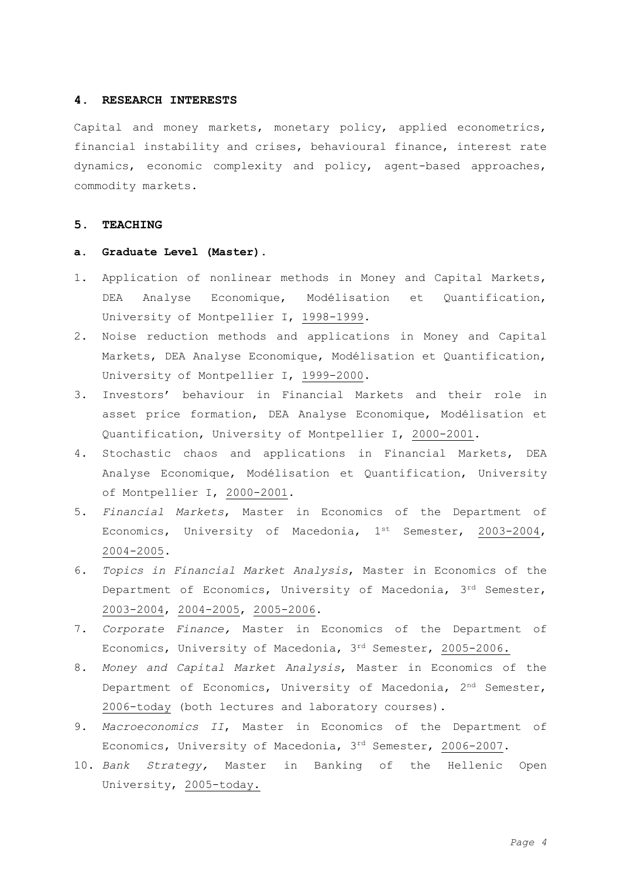## 4. RESEARCH INTERESTS

Capital and money markets, monetary policy, applied econometrics, financial instability and crises, behavioural finance, interest rate dynamics, economic complexity and policy, agent-based approaches, commodity markets.

## 5. TEACHING

### a. Graduate Level (Master).

1. Application of nonlinear methods in Money and Capital Markets, DEA Analyse Economique, Modélisation et Quantification, University of Montpellier I, 1998-1999.
2. Noise reduction methods and applications in Money and Capital Markets, DEA Analyse Economique, Modélisation et Quantification, University of Montpellier I, 1999-2000.
3. Investors' behaviour in Financial Markets and their role in asset price formation, DEA Analyse Economique, Modélisation et Quantification, University of Montpellier I, 2000-2001.
4. Stochastic chaos and applications in Financial Markets, DEA Analyse Economique, Modélisation et Quantification, University of Montpellier I, 2000-2001.
5. *Financial Markets*, Master in Economics of the Department of Economics, University of Macedonia, 1st Semester, 2003-2004, 2004-2005.
6. *Topics in Financial Market Analysis*, Master in Economics of the Department of Economics, University of Macedonia, 3rd Semester, 2003-2004, 2004-2005, 2005-2006.
7. *Corporate Finance,* Master in Economics of the Department of Economics, University of Macedonia, 3rd Semester, 2005-2006.
8. *Money and Capital Market Analysis*, Master in Economics of the Department of Economics, University of Macedonia, 2nd Semester, 2006-today (both lectures and laboratory courses).
9. *Macroeconomics II*, Master in Economics of the Department of Economics, University of Macedonia, 3rd Semester, 2006-2007.
10. *Bank Strategy,* Master in Banking of the Hellenic Open University, 2005-today.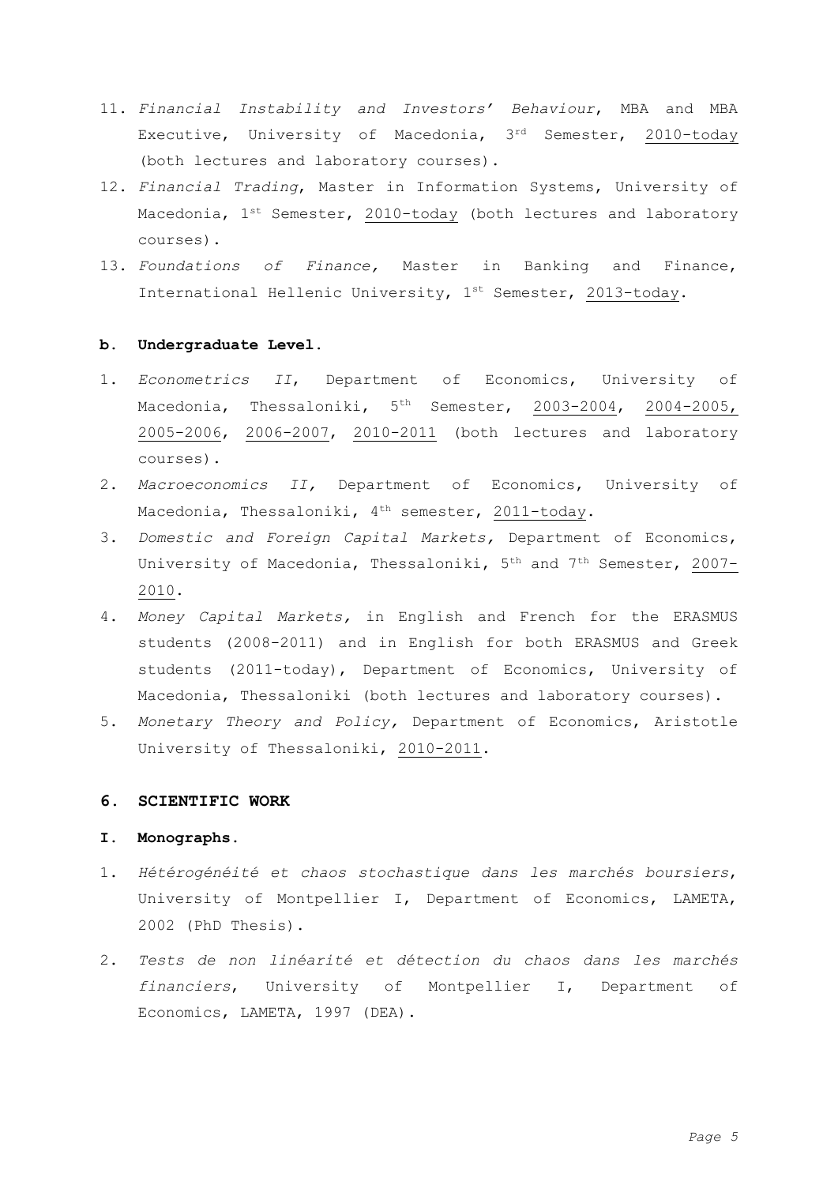11. *Financial Instability and Investors' Behaviour*, MBA and MBA Executive, University of Macedonia, 3rd Semester, 2010-today (both lectures and laboratory courses).
12. *Financial Trading*, Master in Information Systems, University of Macedonia, 1st Semester, 2010-today (both lectures and laboratory courses).
13. *Foundations of Finance,* Master in Banking and Finance, International Hellenic University, 1st Semester, 2013-today.

**b. Undergraduate Level.**

1. *Econometrics II*, Department of Economics, University of Macedonia, Thessaloniki, 5th Semester, 2003-2004, 2004-2005, 2005-2006, 2006-2007, 2010-2011 (both lectures and laboratory courses).
2. *Macroeconomics II,* Department of Economics, University of Macedonia, Thessaloniki, 4th semester, 2011-today.
3. *Domestic and Foreign Capital Markets,* Department of Economics, University of Macedonia, Thessaloniki, 5th and 7th Semester, 2007-2010.
4. *Money Capital Markets,* in English and French for the ERASMUS students (2008-2011) and in English for both ERASMUS and Greek students (2011-today), Department of Economics, University of Macedonia, Thessaloniki (both lectures and laboratory courses).
5. *Monetary Theory and Policy,* Department of Economics, Aristotle University of Thessaloniki, 2010-2011.

## 6. SCIENTIFIC WORK

**I. Monographs.**

1. *Hétérogénéité et chaos stochastique dans les marchés boursiers*, University of Montpellier I, Department of Economics, LAMETA, 2002 (PhD Thesis).
2. *Tests de non linéarité et détection du chaos dans les marchés financiers*, University of Montpellier I, Department of Economics, LAMETA, 1997 (DEA).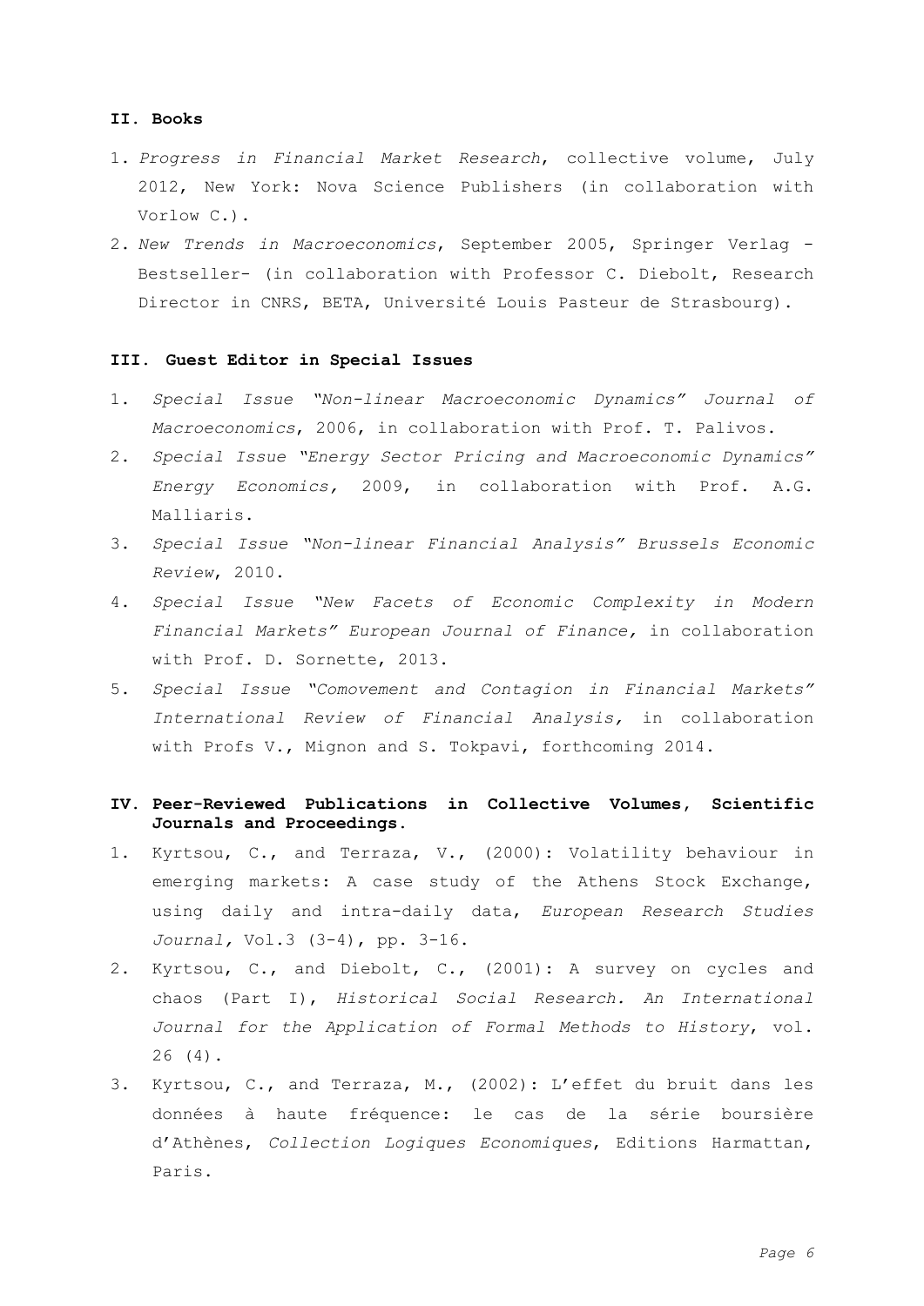## II. Books

1. *Progress in Financial Market Research*, collective volume, July 2012, New York: Nova Science Publishers (in collaboration with Vorlow C.).
2. *New Trends in Macroeconomics*, September 2005, Springer Verlag - Bestseller- (in collaboration with Professor C. Diebolt, Research Director in CNRS, BETA, Université Louis Pasteur de Strasbourg).

## III. Guest Editor in Special Issues

1. *Special Issue "Non-linear Macroeconomic Dynamics" Journal of Macroeconomics*, 2006, in collaboration with Prof. T. Palivos.
2. *Special Issue "Energy Sector Pricing and Macroeconomic Dynamics" Energy Economics,* 2009, in collaboration with Prof. A.G. Malliaris.
3. *Special Issue "Non-linear Financial Analysis" Brussels Economic Review*, 2010.
4. *Special Issue "New Facets of Economic Complexity in Modern Financial Markets" European Journal of Finance,* in collaboration with Prof. D. Sornette, 2013.
5. *Special Issue "Comovement and Contagion in Financial Markets" International Review of Financial Analysis,* in collaboration with Profs V., Mignon and S. Tokpavi, forthcoming 2014.

## IV. Peer-Reviewed Publications in Collective Volumes, Scientific Journals and Proceedings.

1. Kyrtsou, C., and Terraza, V., (2000): Volatility behaviour in emerging markets: A case study of the Athens Stock Exchange, using daily and intra-daily data, *European Research Studies Journal,* Vol.3 (3-4), pp. 3-16.
2. Kyrtsou, C., and Diebolt, C., (2001): A survey on cycles and chaos (Part I), *Historical Social Research. An International Journal for the Application of Formal Methods to History*, vol. 26 (4).
3. Kyrtsou, C., and Terraza, M., (2002): L'effet du bruit dans les données à haute fréquence: le cas de la série boursière d'Athènes, *Collection Logiques Economiques*, Editions Harmattan, Paris.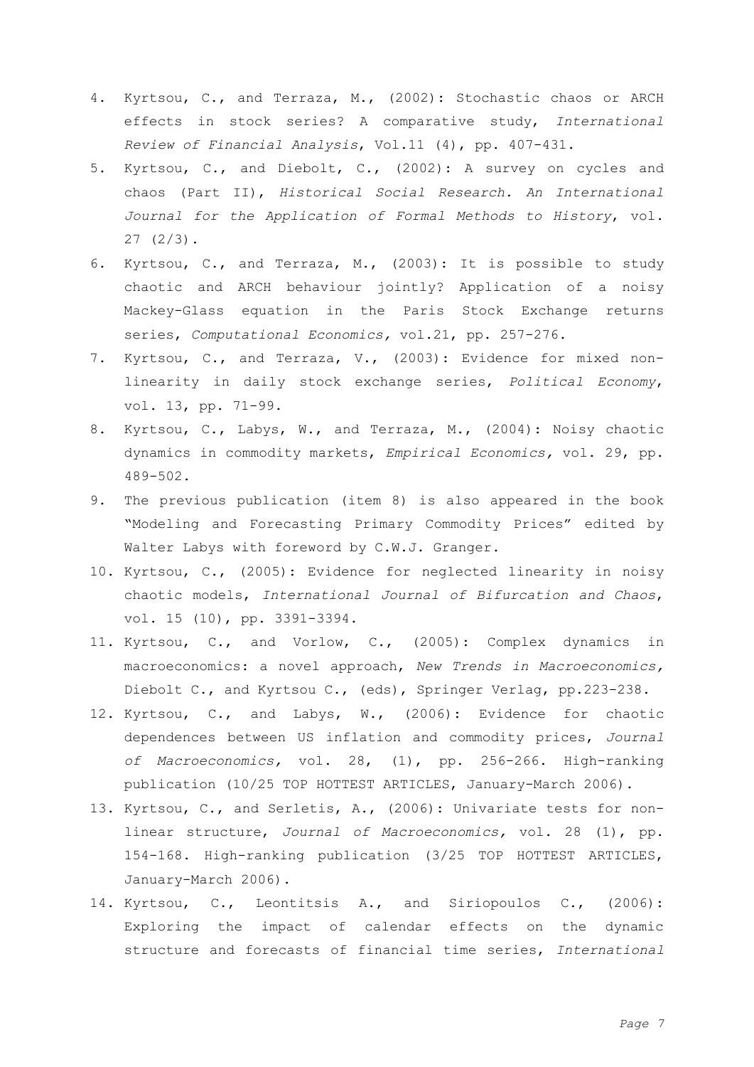4. Kyrtsou, C., and Terraza, M., (2002): Stochastic chaos or ARCH effects in stock series? A comparative study, *International Review of Financial Analysis*, Vol.11 (4), pp. 407-431.
5. Kyrtsou, C., and Diebolt, C., (2002): A survey on cycles and chaos (Part II), *Historical Social Research. An International Journal for the Application of Formal Methods to History*, vol. 27 (2/3).
6. Kyrtsou, C., and Terraza, M., (2003): It is possible to study chaotic and ARCH behaviour jointly? Application of a noisy Mackey-Glass equation in the Paris Stock Exchange returns series, *Computational Economics,* vol.21, pp. 257-276.
7. Kyrtsou, C., and Terraza, V., (2003): Evidence for mixed non-linearity in daily stock exchange series, *Political Economy*, vol. 13, pp. 71-99.
8. Kyrtsou, C., Labys, W., and Terraza, M., (2004): Noisy chaotic dynamics in commodity markets, *Empirical Economics,* vol. 29, pp. 489-502.
9. The previous publication (item 8) is also appeared in the book "Modeling and Forecasting Primary Commodity Prices" edited by Walter Labys with foreword by C.W.J. Granger.
10. Kyrtsou, C., (2005): Evidence for neglected linearity in noisy chaotic models, *International Journal of Bifurcation and Chaos*, vol. 15 (10), pp. 3391-3394.
11. Kyrtsou, C., and Vorlow, C., (2005): Complex dynamics in macroeconomics: a novel approach, *New Trends in Macroeconomics,* Diebolt C., and Kyrtsou C., (eds), Springer Verlag, pp.223-238.
12. Kyrtsou, C., and Labys, W., (2006): Evidence for chaotic dependences between US inflation and commodity prices, *Journal of Macroeconomics,* vol. 28, (1), pp. 256-266. High-ranking publication (10/25 TOP HOTTEST ARTICLES, January-March 2006).
13. Kyrtsou, C., and Serletis, A., (2006): Univariate tests for non-linear structure, *Journal of Macroeconomics,* vol. 28 (1), pp. 154-168. High-ranking publication (3/25 TOP HOTTEST ARTICLES, January-March 2006).
14. Kyrtsou, C., Leontitsis A., and Siriopoulos C., (2006): Exploring the impact of calendar effects on the dynamic structure and forecasts of financial time series, *International*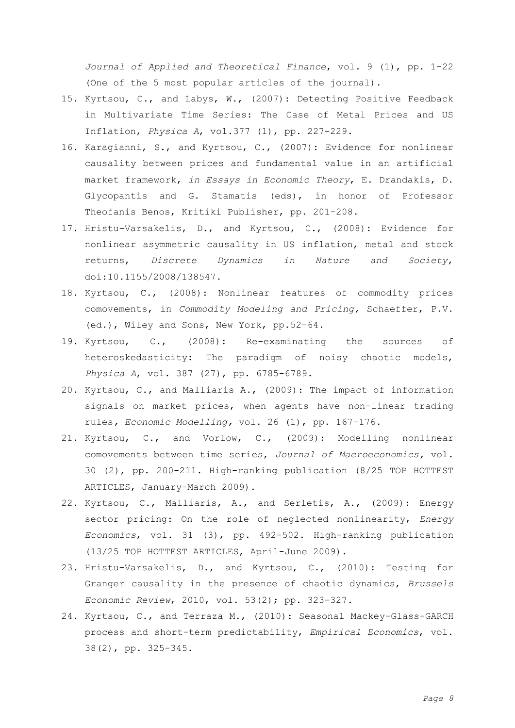*Journal of Applied and Theoretical Finance*, vol. 9 (1), pp. 1-22 (One of the 5 most popular articles of the journal).

15. Kyrtsou, C., and Labys, W., (2007): Detecting Positive Feedback in Multivariate Time Series: The Case of Metal Prices and US Inflation, *Physica A*, vol.377 (1), pp. 227-229.
16. Karagianni, S., and Kyrtsou, C., (2007): Evidence for nonlinear causality between prices and fundamental value in an artificial market framework, *in Essays in Economic Theory*, E. Drandakis, D. Glycopantis and G. Stamatis (eds), in honor of Professor Theofanis Benos, Kritiki Publisher, pp. 201-208.
17. Hristu-Varsakelis, D., and Kyrtsou, C., (2008): Evidence for nonlinear asymmetric causality in US inflation, metal and stock returns, *Discrete Dynamics in Nature and Society*, doi:10.1155/2008/138547.
18. Kyrtsou, C., (2008): Nonlinear features of commodity prices comovements, in *Commodity Modeling and Pricing,* Schaeffer, P.V. (ed.), Wiley and Sons, New York, pp.52-64.
19. Kyrtsou, C., (2008): Re-examinating the sources of heteroskedasticity: The paradigm of noisy chaotic models, *Physica A*, vol. 387 (27), pp. 6785-6789.
20. Kyrtsou, C., and Malliaris A., (2009): The impact of information signals on market prices, when agents have non-linear trading rules*, Economic Modelling*, vol. 26 (1), pp. 167-176.
21. Kyrtsou, C., and Vorlow, C., (2009): Modelling nonlinear comovements between time series, *Journal of Macroeconomics,* vol. 30 (2), pp. 200-211. High-ranking publication (8/25 TOP HOTTEST ARTICLES, January-March 2009).
22. Kyrtsou, C., Malliaris, A., and Serletis, A., (2009): Energy sector pricing: On the role of neglected nonlinearity, *Energy Economics*, vol. 31 (3), pp. 492-502. High-ranking publication (13/25 TOP HOTTEST ARTICLES, April-June 2009).
23. Hristu-Varsakelis, D., and Kyrtsou, C., (2010): Testing for Granger causality in the presence of chaotic dynamics, *Brussels Economic Review*, 2010, vol. 53(2); pp. 323-327.
24. Kyrtsou, C., and Terraza M., (2010): Seasonal Mackey-Glass-GARCH process and short-term predictability, *Empirical Economics*, vol. 38(2), pp. 325-345.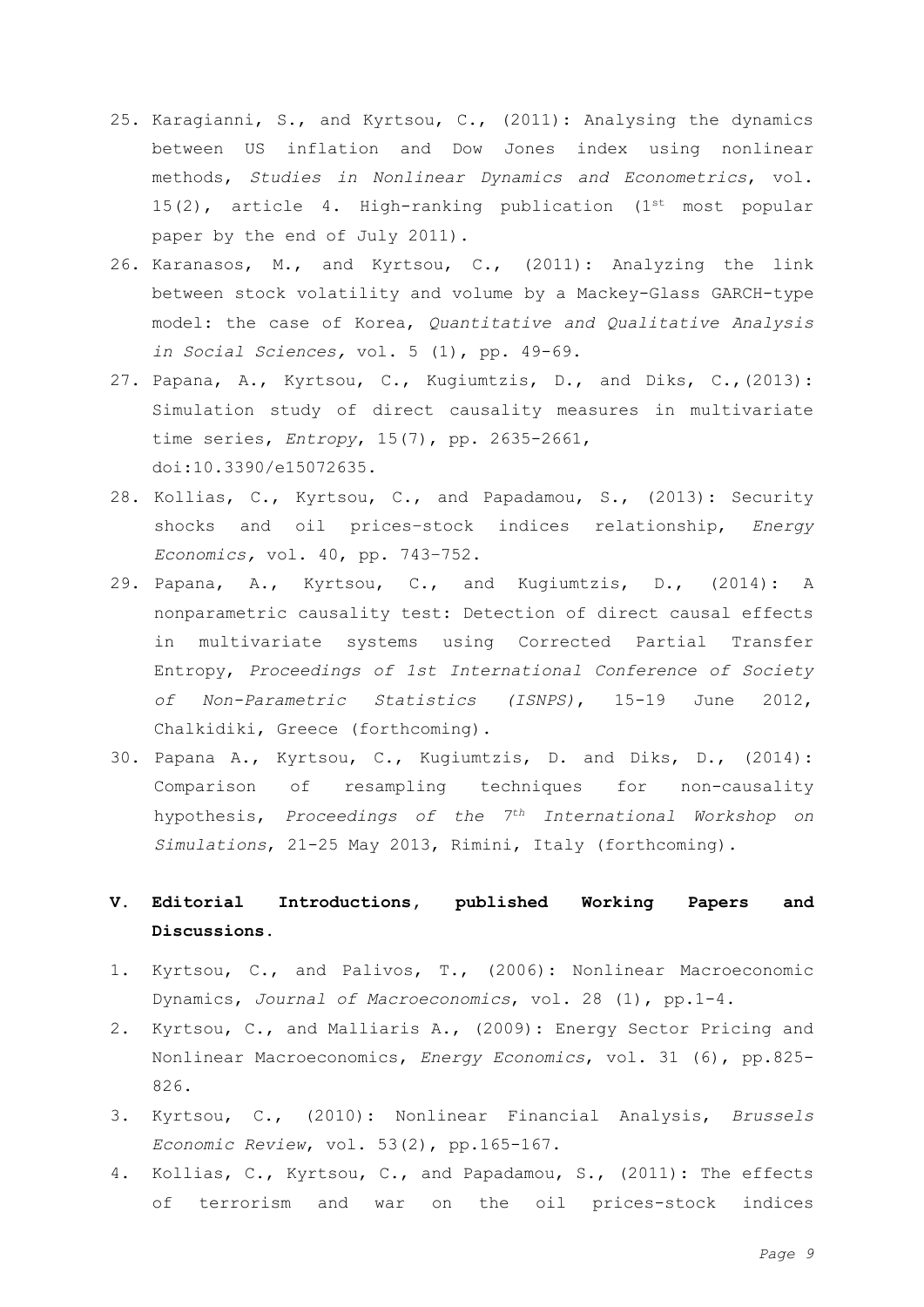25. Karagianni, S., and Kyrtsou, C., (2011): Analysing the dynamics between US inflation and Dow Jones index using nonlinear methods, *Studies in Nonlinear Dynamics and Econometrics*, vol. 15(2), article 4. High-ranking publication (1st most popular paper by the end of July 2011).
26. Karanasos, M., and Kyrtsou, C., (2011): Analyzing the link between stock volatility and volume by a Mackey-Glass GARCH-type model: the case of Korea, *Quantitative and Qualitative Analysis in Social Sciences*, vol. 5 (1), pp. 49-69.
27. Papana, A., Kyrtsou, C., Kugiumtzis, D., and Diks, C.,(2013): Simulation study of direct causality measures in multivariate time series, *Entropy*, 15(7), pp. 2635-2661, doi:10.3390/e15072635.
28. Kollias, C., Kyrtsou, C., and Papadamou, S., (2013): Security shocks and oil prices–stock indices relationship, *Energy Economics,* vol. 40, pp. 743–752.
29. Papana, A., Kyrtsou, C., and Kugiumtzis, D., (2014): A nonparametric causality test: Detection of direct causal effects in multivariate systems using Corrected Partial Transfer Entropy, *Proceedings of 1st International Conference of Society of Non-Parametric Statistics (ISNPS)*, 15-19 June 2012, Chalkidiki, Greece (forthcoming).
30. Papana A., Kyrtsou, C., Kugiumtzis, D. and Diks, D., (2014): Comparison of resampling techniques for non-causality hypothesis, *Proceedings of the 7th International Workshop on Simulations*, 21-25 May 2013, Rimini, Italy (forthcoming).

## V. Editorial Introductions, published Working Papers and Discussions.

1. Kyrtsou, C., and Palivos, T., (2006): Nonlinear Macroeconomic Dynamics, *Journal of Macroeconomics*, vol. 28 (1), pp.1-4.
2. Kyrtsou, C., and Malliaris A., (2009): Energy Sector Pricing and Nonlinear Macroeconomics, *Energy Economics*, vol. 31 (6), pp.825-826.
3. Kyrtsou, C., (2010): Nonlinear Financial Analysis, *Brussels Economic Review*, vol. 53(2), pp.165-167.
4. Kollias, C., Kyrtsou, C., and Papadamou, S., (2011): The effects of terrorism and war on the oil prices-stock indices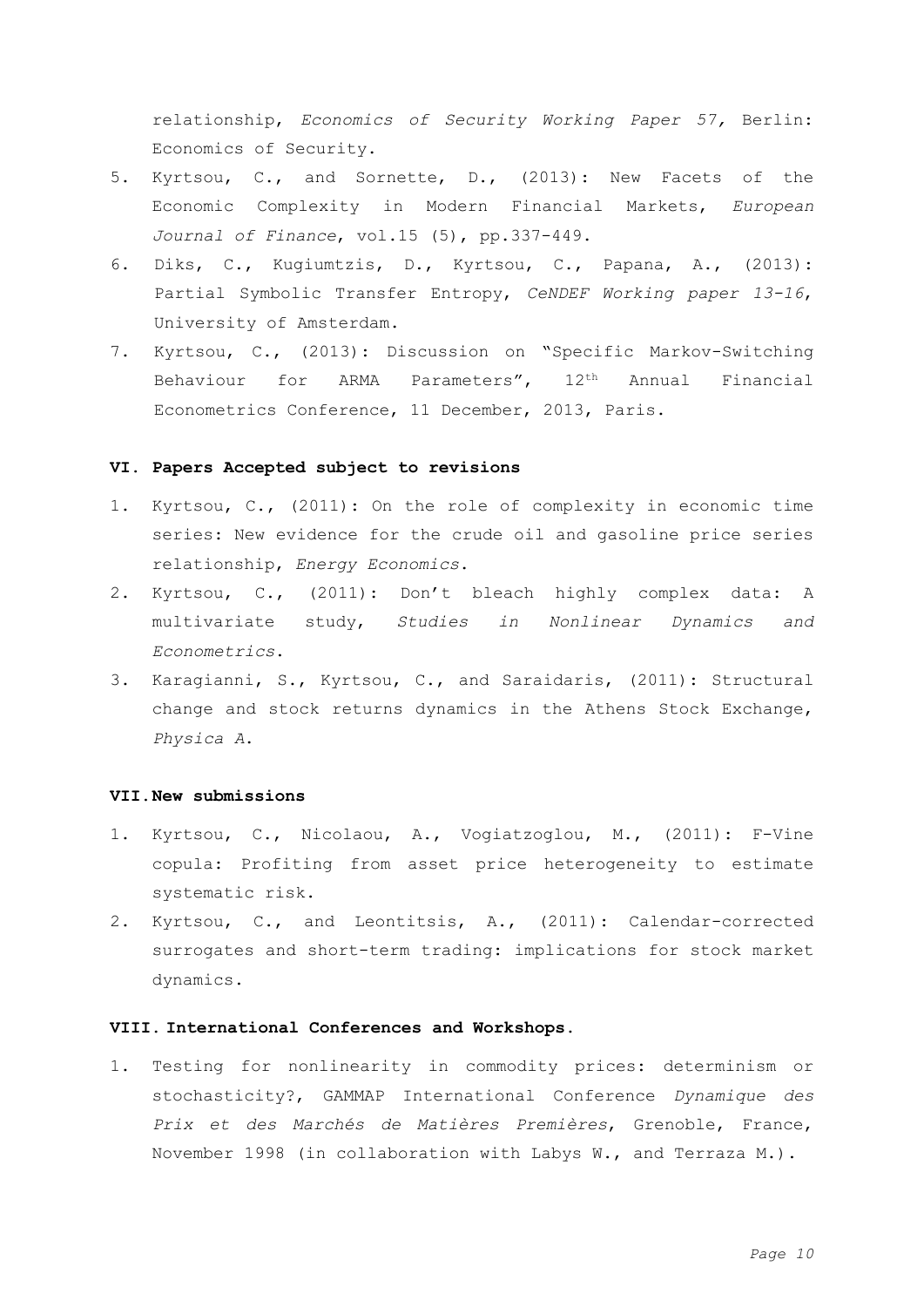relationship, *Economics of Security Working Paper 57,* Berlin: Economics of Security.

5. Kyrtsou, C., and Sornette, D., (2013): New Facets of the Economic Complexity in Modern Financial Markets, *European Journal of Finance*, vol.15 (5), pp.337-449.
6. Diks, C., Kugiumtzis, D., Kyrtsou, C., Papana, A., (2013): Partial Symbolic Transfer Entropy, *CeNDEF Working paper 13-16*, University of Amsterdam.
7. Kyrtsou, C., (2013): Discussion on "Specific Markov-Switching Behaviour for ARMA Parameters", 12th Annual Financial Econometrics Conference, 11 December, 2013, Paris.

### VI. Papers Accepted subject to revisions

1. Kyrtsou, C., (2011): On the role of complexity in economic time series: New evidence for the crude oil and gasoline price series relationship, *Energy Economics*.
2. Kyrtsou, C., (2011): Don't bleach highly complex data: A multivariate study, *Studies in Nonlinear Dynamics and Econometrics*.
3. Karagianni, S., Kyrtsou, C., and Saraidaris, (2011): Structural change and stock returns dynamics in the Athens Stock Exchange, *Physica A*.

### VII. New submissions

1. Kyrtsou, C., Nicolaou, A., Vogiatzoglou, M., (2011): F-Vine copula: Profiting from asset price heterogeneity to estimate systematic risk.
2. Kyrtsou, C., and Leontitsis, A., (2011): Calendar-corrected surrogates and short-term trading: implications for stock market dynamics.

### VIII. International Conferences and Workshops.

1. Testing for nonlinearity in commodity prices: determinism or stochasticity?, GAMMAP International Conference *Dynamique des Prix et des Marchés de Matières Premières*, Grenoble, France, November 1998 (in collaboration with Labys W., and Terraza M.).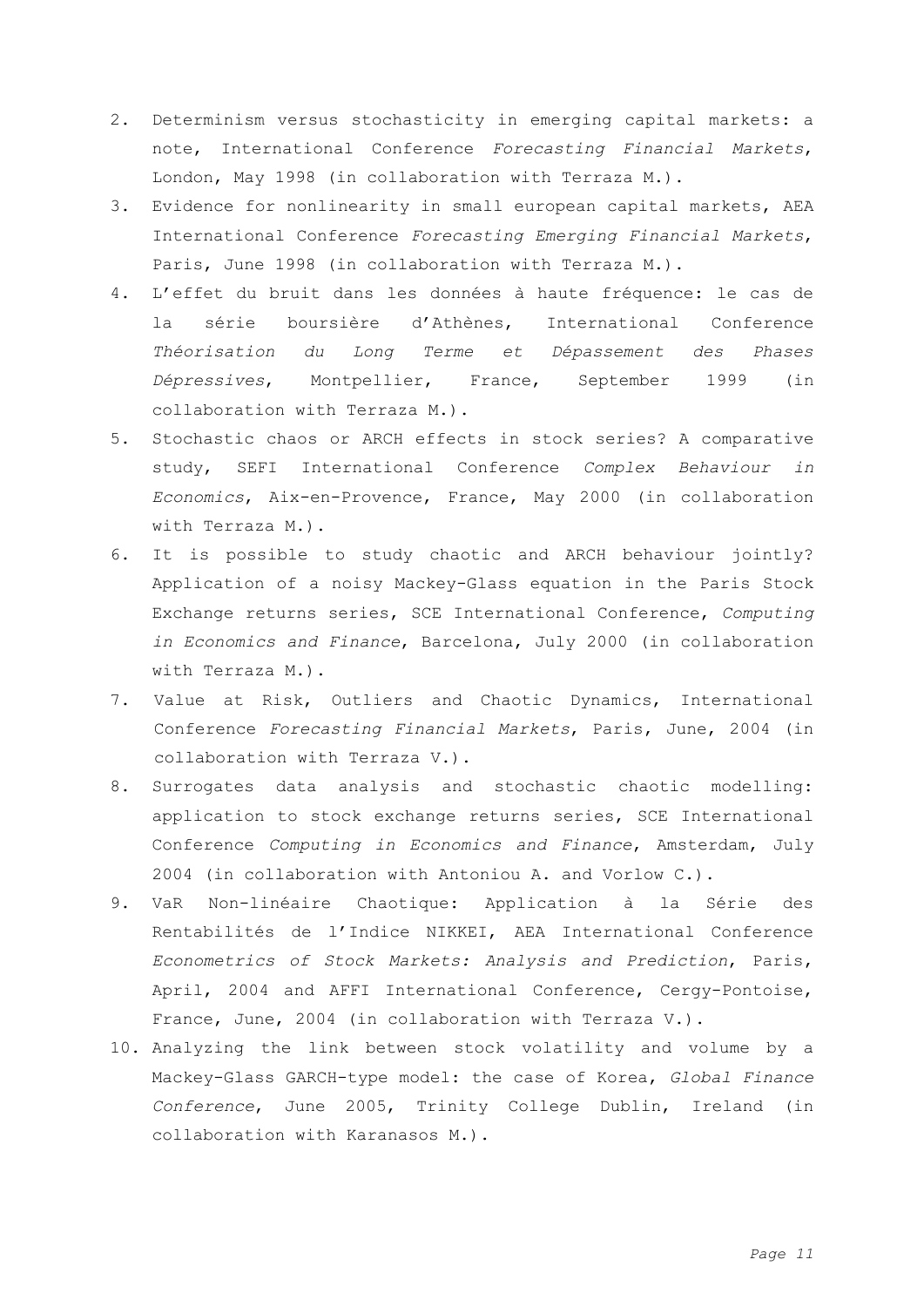2. Determinism versus stochasticity in emerging capital markets: a note, International Conference *Forecasting Financial Markets*, London, May 1998 (in collaboration with Terraza M.).
3. Evidence for nonlinearity in small european capital markets, AEA International Conference *Forecasting Emerging Financial Markets*, Paris, June 1998 (in collaboration with Terraza M.).
4. L'effet du bruit dans les données à haute fréquence: le cas de la série boursière d'Athènes, International Conference *Théorisation du Long Terme et Dépassement des Phases Dépressives*, Montpellier, France, September 1999 (in collaboration with Terraza M.).
5. Stochastic chaos or ARCH effects in stock series? A comparative study, SEFI International Conference *Complex Behaviour in Economics*, Aix-en-Provence, France, May 2000 (in collaboration with Terraza M.).
6. It is possible to study chaotic and ARCH behaviour jointly? Application of a noisy Mackey-Glass equation in the Paris Stock Exchange returns series, SCE International Conference, *Computing in Economics and Finance*, Barcelona, July 2000 (in collaboration with Terraza M.).
7. Value at Risk, Outliers and Chaotic Dynamics, International Conference *Forecasting Financial Markets*, Paris, June, 2004 (in collaboration with Terraza V.).
8. Surrogates data analysis and stochastic chaotic modelling: application to stock exchange returns series, SCE International Conference *Computing in Economics and Finance*, Amsterdam, July 2004 (in collaboration with Antoniou A. and Vorlow C.).
9. VaR Non-linéaire Chaotique: Application à la Série des Rentabilités de l'Indice NIKKEI, AEA International Conference *Econometrics of Stock Markets: Analysis and Prediction*, Paris, April, 2004 and AFFI International Conference, Cergy-Pontoise, France, June, 2004 (in collaboration with Terraza V.).
10. Analyzing the link between stock volatility and volume by a Mackey-Glass GARCH-type model: the case of Korea, *Global Finance Conference*, June 2005, Trinity College Dublin, Ireland (in collaboration with Karanasos M.).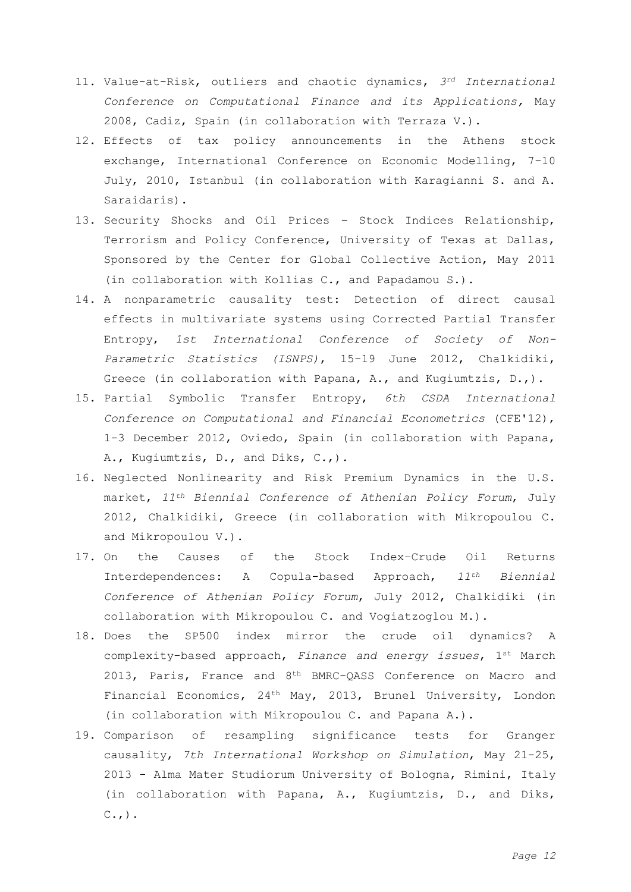11. Value-at-Risk, outliers and chaotic dynamics, *3rd International Conference on Computational Finance and its Applications,* May 2008, Cadiz, Spain (in collaboration with Terraza V.).
12. Effects of tax policy announcements in the Athens stock exchange, International Conference on Economic Modelling, 7-10 July, 2010, Istanbul (in collaboration with Karagianni S. and A. Saraidaris).
13. Security Shocks and Oil Prices – Stock Indices Relationship, Terrorism and Policy Conference, University of Texas at Dallas, Sponsored by the Center for Global Collective Action, May 2011 (in collaboration with Kollias C., and Papadamou S.).
14. A nonparametric causality test: Detection of direct causal effects in multivariate systems using Corrected Partial Transfer Entropy, *1st International Conference of Society of Non-Parametric Statistics (ISNPS)*, 15-19 June 2012, Chalkidiki, Greece (in collaboration with Papana, A., and Kugiumtzis, D.,).
15. Partial Symbolic Transfer Entropy, *6th CSDA International Conference on Computational and Financial Econometrics* (CFE'12), 1-3 December 2012, Oviedo, Spain (in collaboration with Papana, A., Kugiumtzis, D., and Diks, C.,).
16. Neglected Nonlinearity and Risk Premium Dynamics in the U.S. market, *11th Biennial Conference of Athenian Policy Forum*, July 2012, Chalkidiki, Greece (in collaboration with Mikropoulou C. and Mikropoulou V.).
17. On the Causes of the Stock Index–Crude Oil Returns Interdependences: A Copula-based Approach, *11th Biennial Conference of Athenian Policy Forum*, July 2012, Chalkidiki (in collaboration with Mikropoulou C. and Vogiatzoglou M.).
18. Does the SP500 index mirror the crude oil dynamics? A complexity-based approach, *Finance and energy issues*, 1st March 2013, Paris, France and 8th BMRC-QASS Conference on Macro and Financial Economics, 24th May, 2013, Brunel University, London (in collaboration with Mikropoulou C. and Papana A.).
19. Comparison of resampling significance tests for Granger causality, *7th International Workshop on Simulation*, May 21-25, 2013 - Alma Mater Studiorum University of Bologna, Rimini, Italy (in collaboration with Papana, A., Kugiumtzis, D., and Diks, C.,).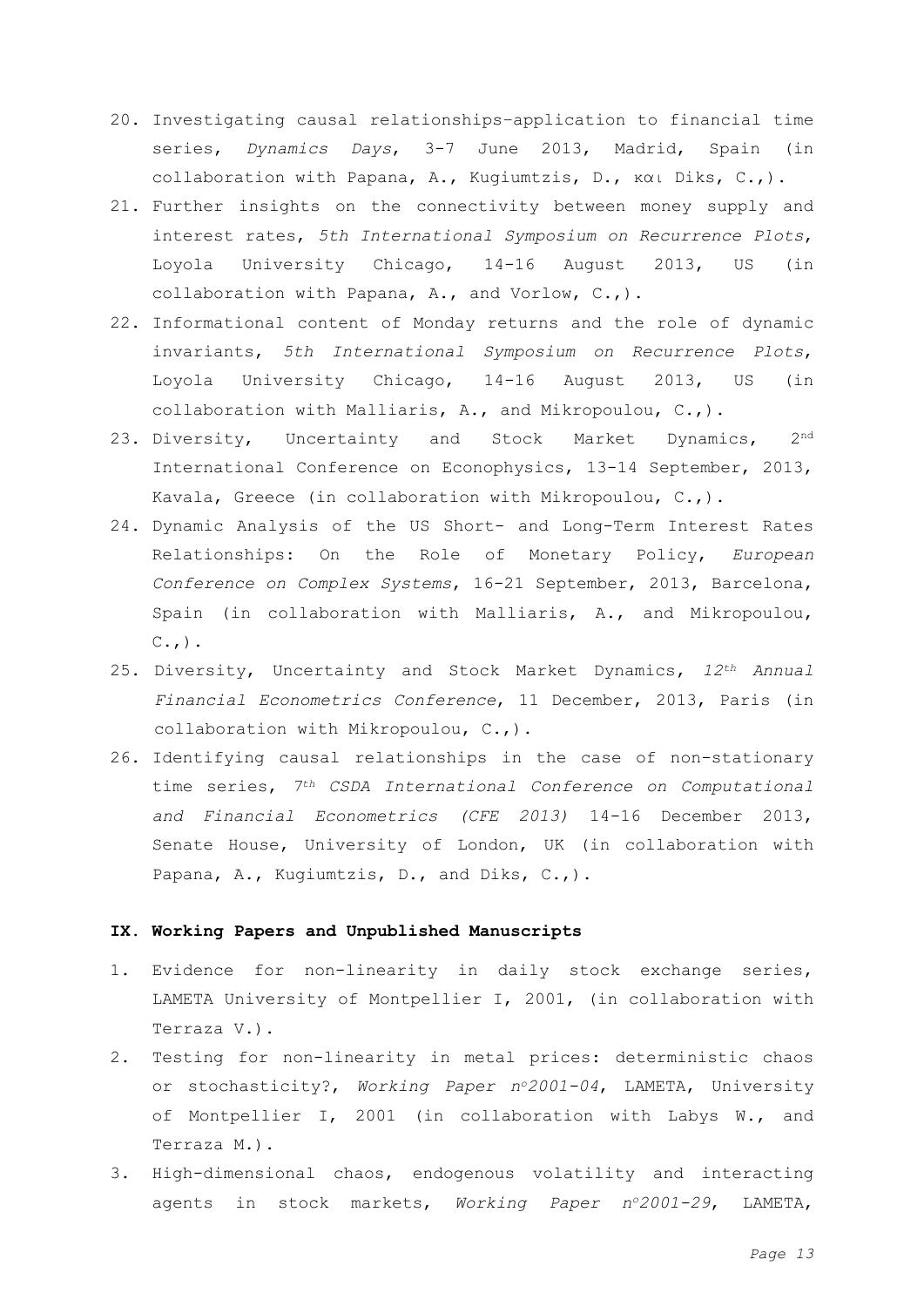20. Investigating causal relationships–application to financial time series, *Dynamics Days*, 3-7 June 2013, Madrid, Spain (in collaboration with Papana, A., Kugiumtzis, D., και Diks, C.,).
21. Further insights on the connectivity between money supply and interest rates, *5th International Symposium on Recurrence Plots*, Loyola University Chicago, 14-16 August 2013, US (in collaboration with Papana, A., and Vorlow, C.,).
22. Informational content of Monday returns and the role of dynamic invariants, *5th International Symposium on Recurrence Plots*, Loyola University Chicago, 14-16 August 2013, US (in collaboration with Malliaris, A., and Mikropoulou, C.,).
23. Diversity, Uncertainty and Stock Market Dynamics, 2nd International Conference on Econophysics, 13-14 September, 2013, Kavala, Greece (in collaboration with Mikropoulou, C.,).
24. Dynamic Analysis of the US Short- and Long-Term Interest Rates Relationships: On the Role of Monetary Policy, *European Conference on Complex Systems*, 16-21 September, 2013, Barcelona, Spain (in collaboration with Malliaris, A., and Mikropoulou, C.,).
25. Diversity, Uncertainty and Stock Market Dynamics, *12th Annual Financial Econometrics Conference*, 11 December, 2013, Paris (in collaboration with Mikropoulou, C.,).
26. Identifying causal relationships in the case of non-stationary time series, *7th CSDA International Conference on Computational and Financial Econometrics (CFE 2013)* 14-16 December 2013, Senate House, University of London, UK (in collaboration with Papana, A., Kugiumtzis, D., and Diks, C.,).

#### IX. Working Papers and Unpublished Manuscripts

1. Evidence for non-linearity in daily stock exchange series, LAMETA University of Montpellier I, 2001, (in collaboration with Terraza V.).
2. Testing for non-linearity in metal prices: deterministic chaos or stochasticity?, *Working Paper n°2001-04*, LAMETA, University of Montpellier I, 2001 (in collaboration with Labys W., and Terraza M.).
3. High-dimensional chaos, endogenous volatility and interacting agents in stock markets, *Working Paper n°2001-29*, LAMETA,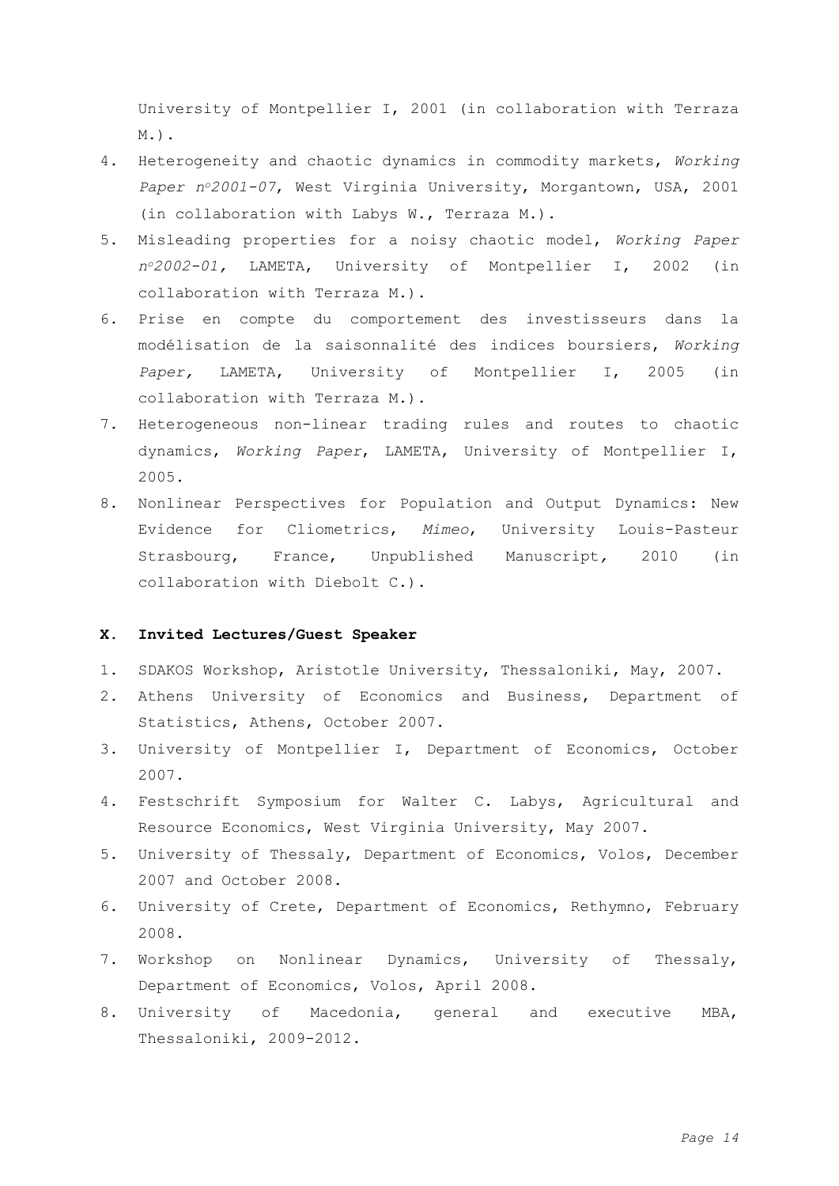University of Montpellier I, 2001 (in collaboration with Terraza M.).

4. Heterogeneity and chaotic dynamics in commodity markets, *Working Paper n°2001-07*, West Virginia University, Morgantown, USA, 2001 (in collaboration with Labys W., Terraza M.).
5. Misleading properties for a noisy chaotic model, *Working Paper n°2002-01,* LAMETA, University of Montpellier I, 2002 (in collaboration with Terraza M.).
6. Prise en compte du comportement des investisseurs dans la modélisation de la saisonnalité des indices boursiers, *Working Paper,* LAMETA, University of Montpellier I, 2005 (in collaboration with Terraza M.).
7. Heterogeneous non-linear trading rules and routes to chaotic dynamics, *Working Paper*, LAMETA, University of Montpellier I, 2005.
8. Nonlinear Perspectives for Population and Output Dynamics: New Evidence for Cliometrics, *Mimeo*, University Louis-Pasteur Strasbourg, France, Unpublished Manuscript, 2010 (in collaboration with Diebolt C.).

## X. Invited Lectures/Guest Speaker

1. SDAKOS Workshop, Aristotle University, Thessaloniki, May, 2007.
2. Athens University of Economics and Business, Department of Statistics, Athens, October 2007.
3. University of Montpellier I, Department of Economics, October 2007.
4. Festschrift Symposium for Walter C. Labys, Agricultural and Resource Economics, West Virginia University, May 2007.
5. University of Thessaly, Department of Economics, Volos, December 2007 and October 2008.
6. University of Crete, Department of Economics, Rethymno, February 2008.
7. Workshop on Nonlinear Dynamics, University of Thessaly, Department of Economics, Volos, April 2008.
8. University of Macedonia, general and executive MBA, Thessaloniki, 2009-2012.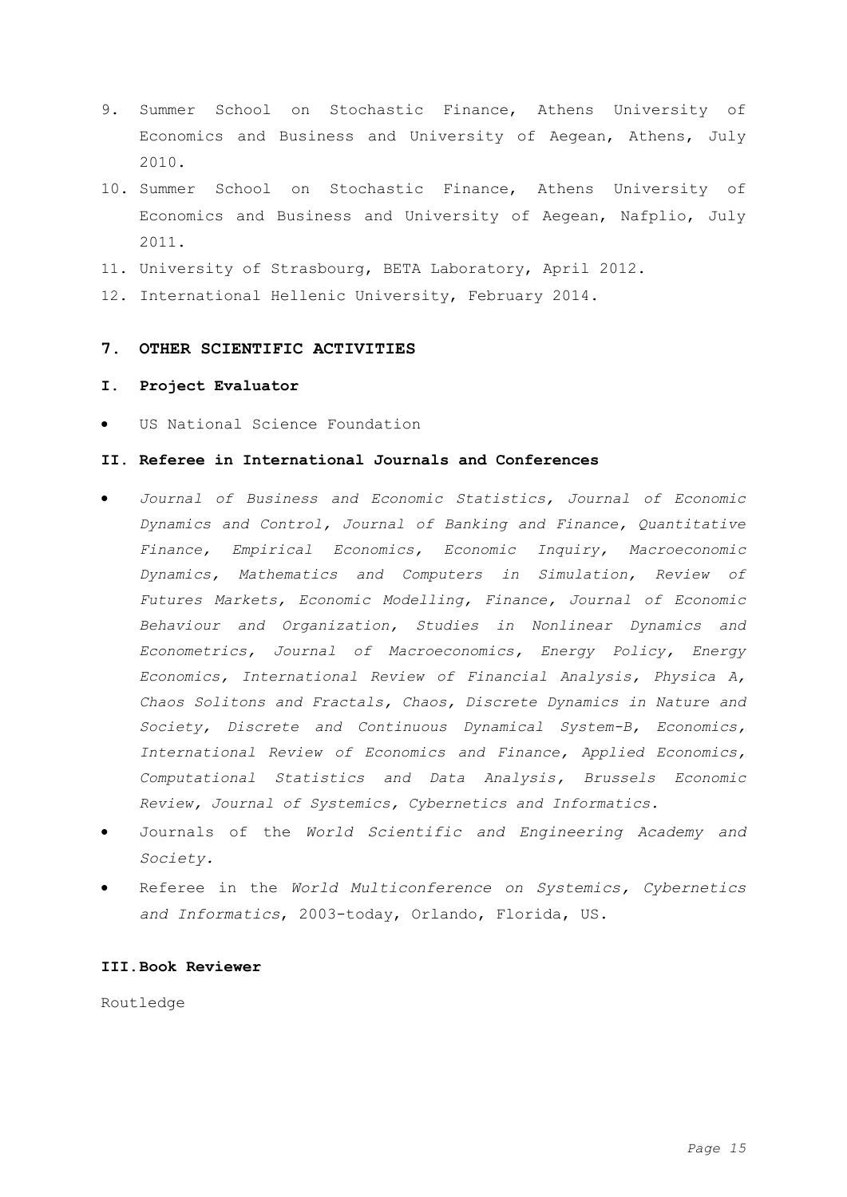9. Summer School on Stochastic Finance, Athens University of Economics and Business and University of Aegean, Athens, July 2010.
10. Summer School on Stochastic Finance, Athens University of Economics and Business and University of Aegean, Nafplio, July 2011.
11. University of Strasbourg, BETA Laboratory, April 2012.
12. International Hellenic University, February 2014.

## 7. OTHER SCIENTIFIC ACTIVITIES

### I. Project Evaluator

- US National Science Foundation

### II. Referee in International Journals and Conferences

- *Journal of Business and Economic Statistics, Journal of Economic Dynamics and Control, Journal of Banking and Finance, Quantitative Finance, Empirical Economics, Economic Inquiry, Macroeconomic Dynamics, Mathematics and Computers in Simulation, Review of Futures Markets, Economic Modelling, Finance, Journal of Economic Behaviour and Organization, Studies in Nonlinear Dynamics and Econometrics, Journal of Macroeconomics, Energy Policy, Energy Economics, International Review of Financial Analysis, Physica A, Chaos Solitons and Fractals, Chaos, Discrete Dynamics in Nature and Society, Discrete and Continuous Dynamical System-B, Economics, International Review of Economics and Finance, Applied Economics, Computational Statistics and Data Analysis, Brussels Economic Review, Journal of Systemics, Cybernetics and Informatics.*
- Journals of the *World Scientific and Engineering Academy and Society.*
- Referee in the *World Multiconference on Systemics, Cybernetics and Informatics*, 2003-today, Orlando, Florida, US.

### III. Book Reviewer

Routledge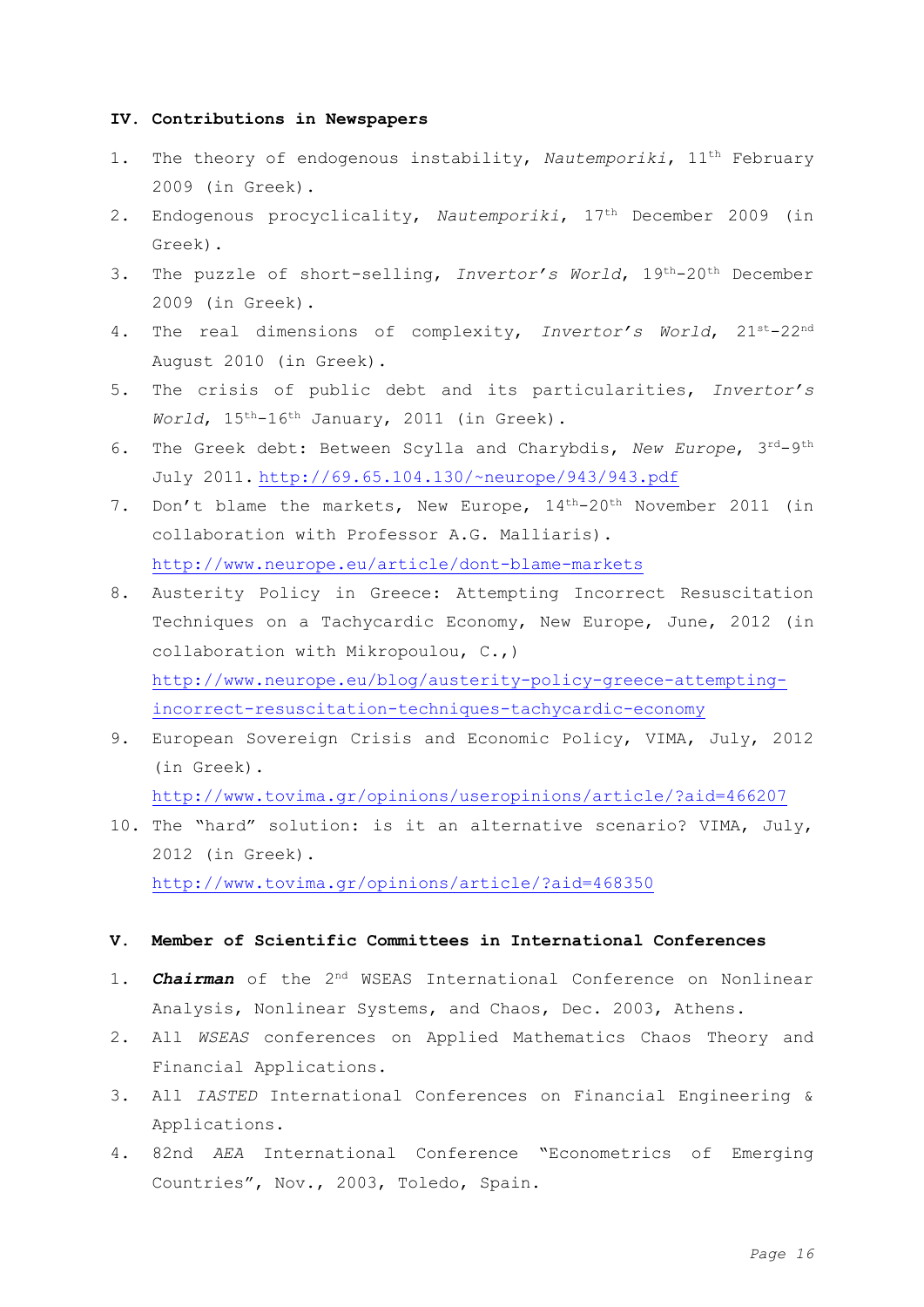## IV. Contributions in Newspapers

1. The theory of endogenous instability, *Nautemporiki*, 11th February 2009 (in Greek).
2. Endogenous procyclicality, *Nautemporiki*, 17th December 2009 (in Greek).
3. The puzzle of short-selling, *Invertor's World*, 19th-20th December 2009 (in Greek).
4. The real dimensions of complexity, *Invertor's World*, 21st-22nd August 2010 (in Greek).
5. The crisis of public debt and its particularities, *Invertor's World*, 15th-16th January, 2011 (in Greek).
6. The Greek debt: Between Scylla and Charybdis, *New Europe*, 3rd-9th July 2011. http://69.65.104.130/~neurope/943/943.pdf
7. Don't blame the markets, New Europe, 14th-20th November 2011 (in collaboration with Professor A.G. Malliaris). http://www.neurope.eu/article/dont-blame-markets
8. Austerity Policy in Greece: Attempting Incorrect Resuscitation Techniques on a Tachycardic Economy, New Europe, June, 2012 (in collaboration with Mikropoulou, C.,) http://www.neurope.eu/blog/austerity-policy-greece-attempting-incorrect-resuscitation-techniques-tachycardic-economy
9. European Sovereign Crisis and Economic Policy, VIMA, July, 2012 (in Greek). http://www.tovima.gr/opinions/useropinions/article/?aid=466207
10. The "hard" solution: is it an alternative scenario? VIMA, July, 2012 (in Greek). http://www.tovima.gr/opinions/article/?aid=468350

## V. Member of Scientific Committees in International Conferences

1. ***Chairman*** of the 2nd WSEAS International Conference on Nonlinear Analysis, Nonlinear Systems, and Chaos, Dec. 2003, Athens.
2. All *WSEAS* conferences on Applied Mathematics Chaos Theory and Financial Applications.
3. All *IASTED* International Conferences on Financial Engineering & Applications.
4. 82nd *AEA* International Conference "Econometrics of Emerging Countries", Nov., 2003, Toledo, Spain.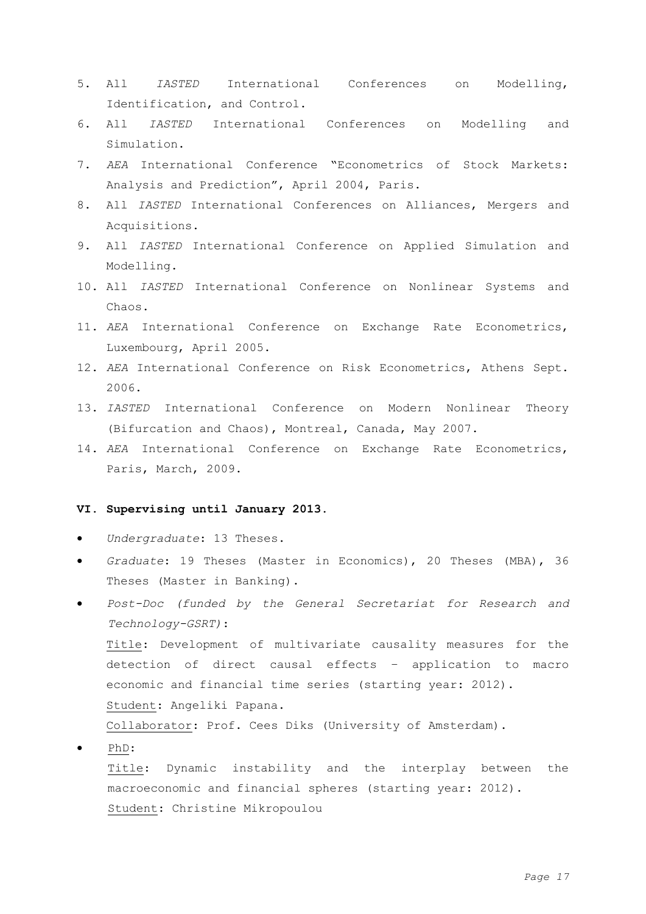5. All *IASTED* International Conferences on Modelling, Identification, and Control.
6. All *IASTED* International Conferences on Modelling and Simulation.
7. *AEA* International Conference "Econometrics of Stock Markets: Analysis and Prediction", April 2004, Paris.
8. All *IASTED* International Conferences on Alliances, Mergers and Acquisitions.
9. All *IASTED* International Conference on Applied Simulation and Modelling.
10. All *IASTED* International Conference on Nonlinear Systems and Chaos.
11. *AEA* International Conference on Exchange Rate Econometrics, Luxembourg, April 2005.
12. *AEA* International Conference on Risk Econometrics, Athens Sept. 2006.
13. *IASTED* International Conference on Modern Nonlinear Theory (Bifurcation and Chaos), Montreal, Canada, May 2007.
14. *AEA* International Conference on Exchange Rate Econometrics, Paris, March, 2009.

## VI. Supervising until January 2013.

- *Undergraduate*: 13 Theses.
- *Graduate*: 19 Theses (Master in Economics), 20 Theses (MBA), 36 Theses (Master in Banking).
- *Post-Doc (funded by the General Secretariat for Research and Technology-GSRT)*:
  Title: Development of multivariate causality measures for the detection of direct causal effects – application to macro economic and financial time series (starting year: 2012).
  Student: Angeliki Papana.
  Collaborator: Prof. Cees Diks (University of Amsterdam).
- PhD:
  Title: Dynamic instability and the interplay between the macroeconomic and financial spheres (starting year: 2012).
  Student: Christine Mikropoulou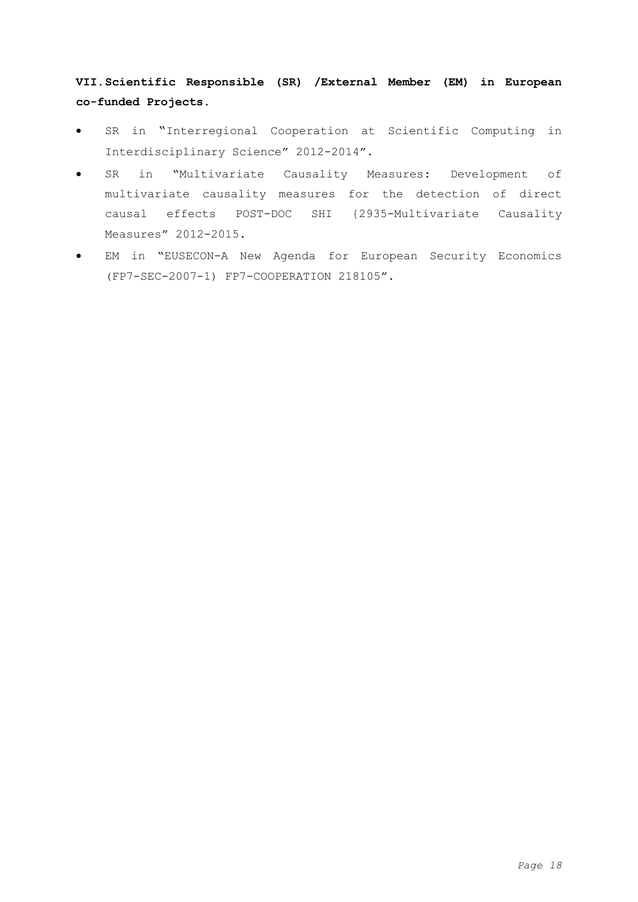**VII. Scientific Responsible (SR) /External Member (EM) in European co-funded Projects.**

- SR in "Interregional Cooperation at Scientific Computing in Interdisciplinary Science" 2012-2014".
- SR in "Multivariate Causality Measures: Development of multivariate causality measures for the detection of direct causal effects POST-DOC SHI {2935-Multivariate Causality Measures" 2012-2015.
- EM in "EUSECON-A New Agenda for European Security Economics (FP7-SEC-2007-1) FP7-COOPERATION 218105".